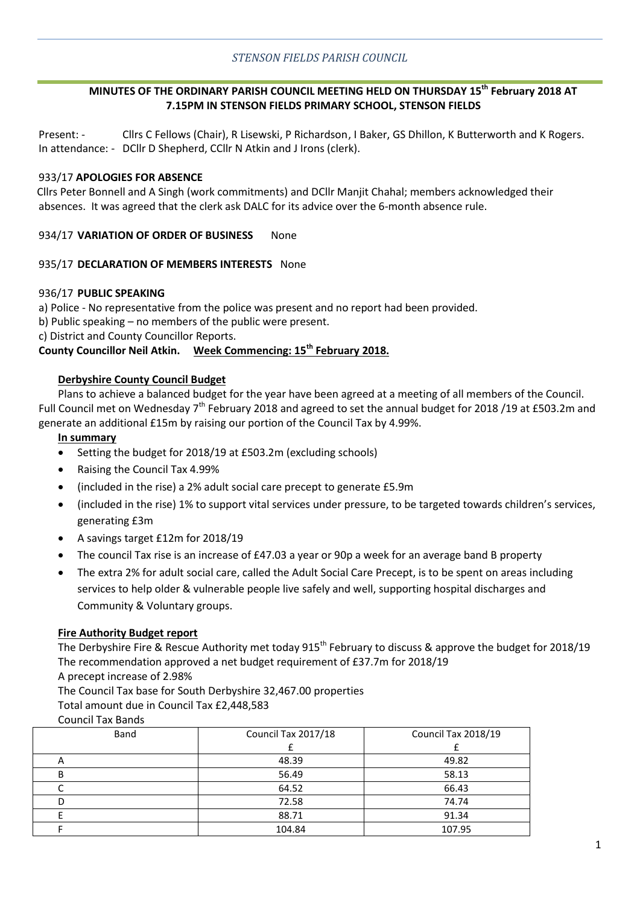*STENSON FIELDS PARISH COUNCIL*

# MINUTES OF THE ORDINARY PARISH COUNCIL MEETING HELD ON THURSDAY 15th February 2018 AT 7.15PM IN STENSON FIELDS PRIMARY SCHOOL, STENSON FIELDS

Present: - Cllrs C Fellows (Chair), R Lisewski, P Richardson, I Baker, GS Dhillon, K Butterworth and K Rogers.
In attendance: - DCllr D Shepherd, CCllr N Atkin and J Irons (clerk).

933/17 **APOLOGIES FOR ABSENCE**

Cllrs Peter Bonnell and A Singh (work commitments) and DCllr Manjit Chahal; members acknowledged their absences. It was agreed that the clerk ask DALC for its advice over the 6-month absence rule.

934/17 **VARIATION OF ORDER OF BUSINESS** None

935/17 **DECLARATION OF MEMBERS INTERESTS** None

936/17 **PUBLIC SPEAKING**

a) Police - No representative from the police was present and no report had been provided.
b) Public speaking – no members of the public were present.
c) District and County Councillor Reports.

**County Councillor Neil Atkin.** **Week Commencing: 15th February 2018.**

**Derbyshire County Council Budget**

Plans to achieve a balanced budget for the year have been agreed at a meeting of all members of the Council. Full Council met on Wednesday 7th February 2018 and agreed to set the annual budget for 2018 /19 at £503.2m and generate an additional £15m by raising our portion of the Council Tax by 4.99%.

**In summary**

- Setting the budget for 2018/19 at £503.2m (excluding schools)
- Raising the Council Tax 4.99%
- (included in the rise) a 2% adult social care precept to generate £5.9m
- (included in the rise) 1% to support vital services under pressure, to be targeted towards children's services, generating £3m
- A savings target £12m for 2018/19
- The council Tax rise is an increase of £47.03 a year or 90p a week for an average band B property
- The extra 2% for adult social care, called the Adult Social Care Precept, is to be spent on areas including services to help older & vulnerable people live safely and well, supporting hospital discharges and Community & Voluntary groups.

**Fire Authority Budget report**

The Derbyshire Fire & Rescue Authority met today 915th February to discuss & approve the budget for 2018/19
The recommendation approved a net budget requirement of £37.7m for 2018/19
A precept increase of 2.98%
The Council Tax base for South Derbyshire 32,467.00 properties
Total amount due in Council Tax £2,448,583
Council Tax Bands

| Band | Council Tax 2017/18<br>£ | Council Tax 2018/19<br>£ |
|---|---|---|
| A | 48.39 | 49.82 |
| B | 56.49 | 58.13 |
| C | 64.52 | 66.43 |
| D | 72.58 | 74.74 |
| E | 88.71 | 91.34 |
| F | 104.84 | 107.95 |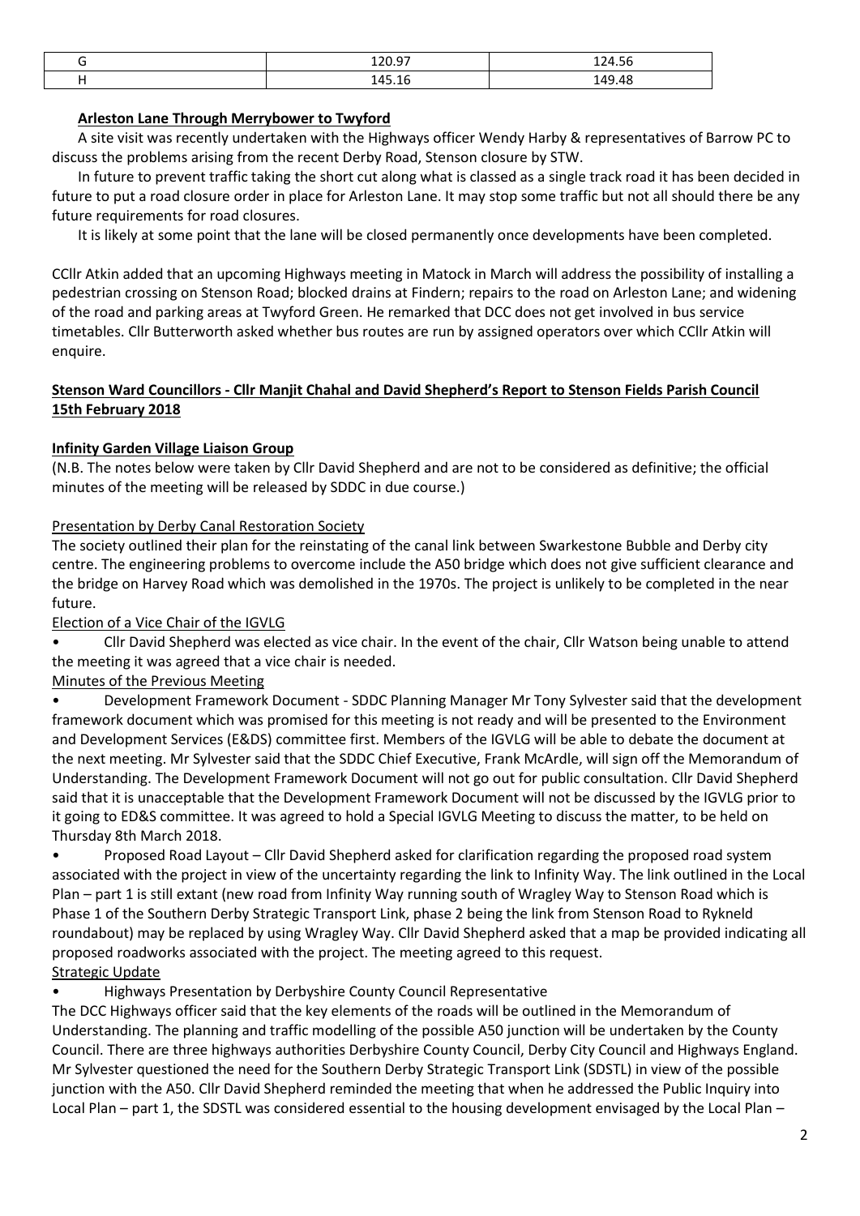| G | 120.97 | 124.56 |
|---|---|---|
| H | 145.16 | 149.48 |

**Arleston Lane Through Merrybower to Twyford**

A site visit was recently undertaken with the Highways officer Wendy Harby & representatives of Barrow PC to discuss the problems arising from the recent Derby Road, Stenson closure by STW.

In future to prevent traffic taking the short cut along what is classed as a single track road it has been decided in future to put a road closure order in place for Arleston Lane. It may stop some traffic but not all should there be any future requirements for road closures.

It is likely at some point that the lane will be closed permanently once developments have been completed.

CCllr Atkin added that an upcoming Highways meeting in Matock in March will address the possibility of installing a pedestrian crossing on Stenson Road; blocked drains at Findern; repairs to the road on Arleston Lane; and widening of the road and parking areas at Twyford Green. He remarked that DCC does not get involved in bus service timetables. Cllr Butterworth asked whether bus routes are run by assigned operators over which CCllr Atkin will enquire.

**Stenson Ward Councillors - Cllr Manjit Chahal and David Shepherd's Report to Stenson Fields Parish Council 15th February 2018**

**Infinity Garden Village Liaison Group**

(N.B. The notes below were taken by Cllr David Shepherd and are not to be considered as definitive; the official minutes of the meeting will be released by SDDC in due course.)

Presentation by Derby Canal Restoration Society

The society outlined their plan for the reinstating of the canal link between Swarkestone Bubble and Derby city centre. The engineering problems to overcome include the A50 bridge which does not give sufficient clearance and the bridge on Harvey Road which was demolished in the 1970s. The project is unlikely to be completed in the near future.

Election of a Vice Chair of the IGVLG

- Cllr David Shepherd was elected as vice chair. In the event of the chair, Cllr Watson being unable to attend the meeting it was agreed that a vice chair is needed.

Minutes of the Previous Meeting

- Development Framework Document - SDDC Planning Manager Mr Tony Sylvester said that the development framework document which was promised for this meeting is not ready and will be presented to the Environment and Development Services (E&DS) committee first. Members of the IGVLG will be able to debate the document at the next meeting. Mr Sylvester said that the SDDC Chief Executive, Frank McArdle, will sign off the Memorandum of Understanding. The Development Framework Document will not go out for public consultation. Cllr David Shepherd said that it is unacceptable that the Development Framework Document will not be discussed by the IGVLG prior to it going to ED&S committee. It was agreed to hold a Special IGVLG Meeting to discuss the matter, to be held on Thursday 8th March 2018.
- Proposed Road Layout – Cllr David Shepherd asked for clarification regarding the proposed road system associated with the project in view of the uncertainty regarding the link to Infinity Way. The link outlined in the Local Plan – part 1 is still extant (new road from Infinity Way running south of Wragley Way to Stenson Road which is Phase 1 of the Southern Derby Strategic Transport Link, phase 2 being the link from Stenson Road to Rykneld roundabout) may be replaced by using Wragley Way. Cllr David Shepherd asked that a map be provided indicating all proposed roadworks associated with the project. The meeting agreed to this request.

Strategic Update

- Highways Presentation by Derbyshire County Council Representative

The DCC Highways officer said that the key elements of the roads will be outlined in the Memorandum of Understanding. The planning and traffic modelling of the possible A50 junction will be undertaken by the County Council. There are three highways authorities Derbyshire County Council, Derby City Council and Highways England. Mr Sylvester questioned the need for the Southern Derby Strategic Transport Link (SDSTL) in view of the possible junction with the A50. Cllr David Shepherd reminded the meeting that when he addressed the Public Inquiry into Local Plan – part 1, the SDSTL was considered essential to the housing development envisaged by the Local Plan –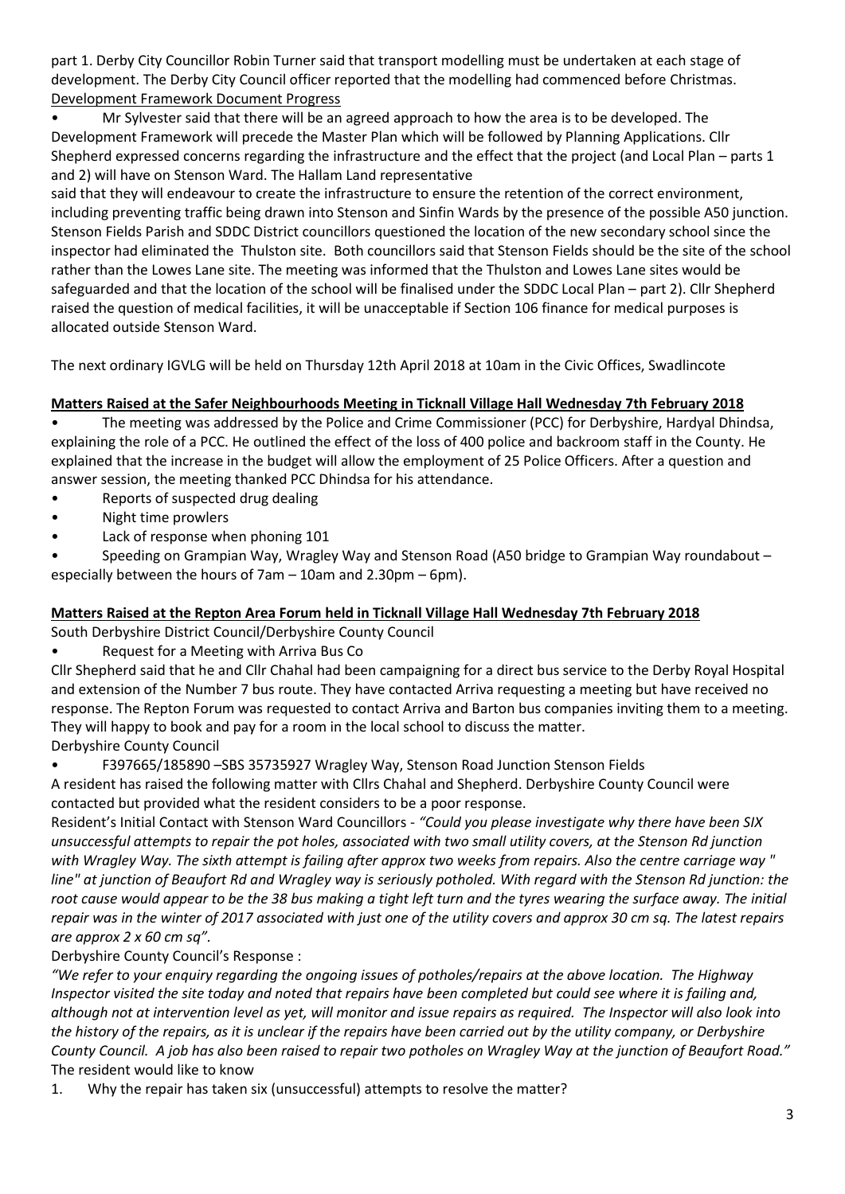part 1. Derby City Councillor Robin Turner said that transport modelling must be undertaken at each stage of development. The Derby City Council officer reported that the modelling had commenced before Christmas.

<u>Development Framework Document Progress</u>

- Mr Sylvester said that there will be an agreed approach to how the area is to be developed. The Development Framework will precede the Master Plan which will be followed by Planning Applications. Cllr Shepherd expressed concerns regarding the infrastructure and the effect that the project (and Local Plan – parts 1 and 2) will have on Stenson Ward. The Hallam Land representative said that they will endeavour to create the infrastructure to ensure the retention of the correct environment, including preventing traffic being drawn into Stenson and Sinfin Wards by the presence of the possible A50 junction. Stenson Fields Parish and SDDC District councillors questioned the location of the new secondary school since the inspector had eliminated the Thulston site. Both councillors said that Stenson Fields should be the site of the school rather than the Lowes Lane site. The meeting was informed that the Thulston and Lowes Lane sites would be safeguarded and that the location of the school will be finalised under the SDDC Local Plan – part 2). Cllr Shepherd raised the question of medical facilities, it will be unacceptable if Section 106 finance for medical purposes is allocated outside Stenson Ward.

The next ordinary IGVLG will be held on Thursday 12th April 2018 at 10am in the Civic Offices, Swadlincote

**<u>Matters Raised at the Safer Neighbourhoods Meeting in Ticknall Village Hall Wednesday 7th February 2018</u>**

- The meeting was addressed by the Police and Crime Commissioner (PCC) for Derbyshire, Hardyal Dhindsa, explaining the role of a PCC. He outlined the effect of the loss of 400 police and backroom staff in the County. He explained that the increase in the budget will allow the employment of 25 Police Officers. After a question and answer session, the meeting thanked PCC Dhindsa for his attendance.
- Reports of suspected drug dealing
- Night time prowlers
- Lack of response when phoning 101
- Speeding on Grampian Way, Wragley Way and Stenson Road (A50 bridge to Grampian Way roundabout – especially between the hours of 7am – 10am and 2.30pm – 6pm).

**<u>Matters Raised at the Repton Area Forum held in Ticknall Village Hall Wednesday 7th February 2018</u>**

South Derbyshire District Council/Derbyshire County Council

- Request for a Meeting with Arriva Bus Co

Cllr Shepherd said that he and Cllr Chahal had been campaigning for a direct bus service to the Derby Royal Hospital and extension of the Number 7 bus route. They have contacted Arriva requesting a meeting but have received no response. The Repton Forum was requested to contact Arriva and Barton bus companies inviting them to a meeting. They will happy to book and pay for a room in the local school to discuss the matter.

Derbyshire County Council

- F397665/185890 –SBS 35735927 Wragley Way, Stenson Road Junction Stenson Fields

A resident has raised the following matter with Cllrs Chahal and Shepherd. Derbyshire County Council were contacted but provided what the resident considers to be a poor response.

Resident's Initial Contact with Stenson Ward Councillors - *"Could you please investigate why there have been SIX unsuccessful attempts to repair the pot holes, associated with two small utility covers, at the Stenson Rd junction with Wragley Way. The sixth attempt is failing after approx two weeks from repairs. Also the centre carriage way " line" at junction of Beaufort Rd and Wragley way is seriously potholed. With regard with the Stenson Rd junction: the root cause would appear to be the 38 bus making a tight left turn and the tyres wearing the surface away. The initial repair was in the winter of 2017 associated with just one of the utility covers and approx 30 cm sq. The latest repairs are approx 2 x 60 cm sq".*

Derbyshire County Council's Response :

*"We refer to your enquiry regarding the ongoing issues of potholes/repairs at the above location. The Highway Inspector visited the site today and noted that repairs have been completed but could see where it is failing and, although not at intervention level as yet, will monitor and issue repairs as required. The Inspector will also look into the history of the repairs, as it is unclear if the repairs have been carried out by the utility company, or Derbyshire County Council. A job has also been raised to repair two potholes on Wragley Way at the junction of Beaufort Road."*

The resident would like to know

1. Why the repair has taken six (unsuccessful) attempts to resolve the matter?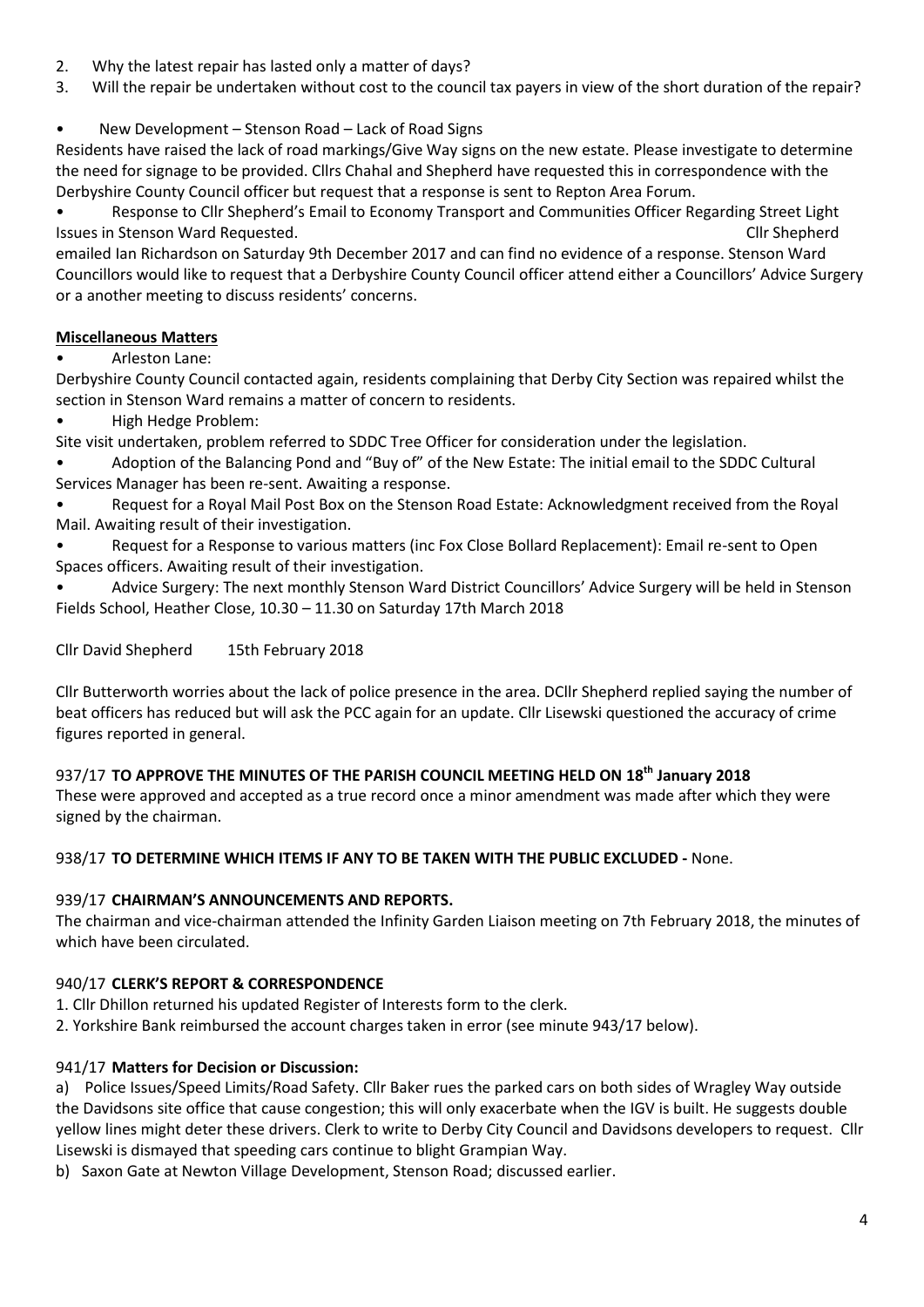2. Why the latest repair has lasted only a matter of days?
3. Will the repair be undertaken without cost to the council tax payers in view of the short duration of the repair?

- New Development – Stenson Road – Lack of Road Signs

Residents have raised the lack of road markings/Give Way signs on the new estate. Please investigate to determine the need for signage to be provided. Cllrs Chahal and Shepherd have requested this in correspondence with the Derbyshire County Council officer but request that a response is sent to Repton Area Forum.

- Response to Cllr Shepherd's Email to Economy Transport and Communities Officer Regarding Street Light Issues in Stenson Ward Requested. Cllr Shepherd emailed Ian Richardson on Saturday 9th December 2017 and can find no evidence of a response. Stenson Ward Councillors would like to request that a Derbyshire County Council officer attend either a Councillors' Advice Surgery or a another meeting to discuss residents' concerns.

**Miscellaneous Matters**

- Arleston Lane:

Derbyshire County Council contacted again, residents complaining that Derby City Section was repaired whilst the section in Stenson Ward remains a matter of concern to residents.

- High Hedge Problem:

Site visit undertaken, problem referred to SDDC Tree Officer for consideration under the legislation.

- Adoption of the Balancing Pond and "Buy of" of the New Estate: The initial email to the SDDC Cultural Services Manager has been re-sent. Awaiting a response.
- Request for a Royal Mail Post Box on the Stenson Road Estate: Acknowledgment received from the Royal Mail. Awaiting result of their investigation.
- Request for a Response to various matters (inc Fox Close Bollard Replacement): Email re-sent to Open Spaces officers. Awaiting result of their investigation.
- Advice Surgery: The next monthly Stenson Ward District Councillors' Advice Surgery will be held in Stenson Fields School, Heather Close, 10.30 – 11.30 on Saturday 17th March 2018

Cllr David Shepherd 15th February 2018

Cllr Butterworth worries about the lack of police presence in the area. DCllr Shepherd replied saying the number of beat officers has reduced but will ask the PCC again for an update. Cllr Lisewski questioned the accuracy of crime figures reported in general.

937/17 **TO APPROVE THE MINUTES OF THE PARISH COUNCIL MEETING HELD ON 18th January 2018**

These were approved and accepted as a true record once a minor amendment was made after which they were signed by the chairman.

938/17 **TO DETERMINE WHICH ITEMS IF ANY TO BE TAKEN WITH THE PUBLIC EXCLUDED -** None.

939/17 **CHAIRMAN'S ANNOUNCEMENTS AND REPORTS.**

The chairman and vice-chairman attended the Infinity Garden Liaison meeting on 7th February 2018, the minutes of which have been circulated.

940/17 **CLERK'S REPORT & CORRESPONDENCE**

1. Cllr Dhillon returned his updated Register of Interests form to the clerk.
2. Yorkshire Bank reimbursed the account charges taken in error (see minute 943/17 below).

941/17 **Matters for Decision or Discussion:**

a) Police Issues/Speed Limits/Road Safety. Cllr Baker rues the parked cars on both sides of Wragley Way outside the Davidsons site office that cause congestion; this will only exacerbate when the IGV is built. He suggests double yellow lines might deter these drivers. Clerk to write to Derby City Council and Davidsons developers to request. Cllr Lisewski is dismayed that speeding cars continue to blight Grampian Way.

b) Saxon Gate at Newton Village Development, Stenson Road; discussed earlier.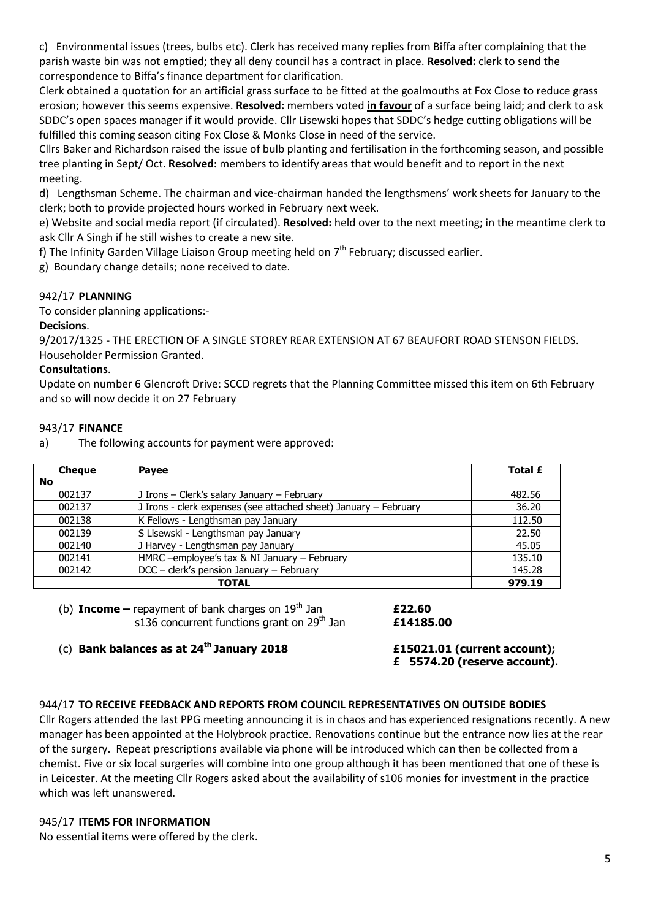c) Environmental issues (trees, bulbs etc). Clerk has received many replies from Biffa after complaining that the parish waste bin was not emptied; they all deny council has a contract in place. **Resolved:** clerk to send the correspondence to Biffa's finance department for clarification.

Clerk obtained a quotation for an artificial grass surface to be fitted at the goalmouths at Fox Close to reduce grass erosion; however this seems expensive. **Resolved:** members voted **in favour** of a surface being laid; and clerk to ask SDDC's open spaces manager if it would provide. Cllr Lisewski hopes that SDDC's hedge cutting obligations will be fulfilled this coming season citing Fox Close & Monks Close in need of the service.

Cllrs Baker and Richardson raised the issue of bulb planting and fertilisation in the forthcoming season, and possible tree planting in Sept/ Oct. **Resolved:** members to identify areas that would benefit and to report in the next meeting.

d) Lengthsman Scheme. The chairman and vice-chairman handed the lengthsmens' work sheets for January to the clerk; both to provide projected hours worked in February next week.

e) Website and social media report (if circulated). **Resolved:** held over to the next meeting; in the meantime clerk to ask Cllr A Singh if he still wishes to create a new site.

f) The Infinity Garden Village Liaison Group meeting held on 7th February; discussed earlier.

g) Boundary change details; none received to date.

942/17 **PLANNING**

To consider planning applications:-

**Decisions**.

9/2017/1325 - THE ERECTION OF A SINGLE STOREY REAR EXTENSION AT 67 BEAUFORT ROAD STENSON FIELDS. Householder Permission Granted.

**Consultations**.

Update on number 6 Glencroft Drive: SCCD regrets that the Planning Committee missed this item on 6th February and so will now decide it on 27 February

943/17 **FINANCE**

a) The following accounts for payment were approved:

| Cheque No | Payee | Total £ |
|---|---|---|
| 002137 | J Irons – Clerk's salary January – February | 482.56 |
| 002137 | J Irons - clerk expenses (see attached sheet) January – February | 36.20 |
| 002138 | K Fellows - Lengthsman pay January | 112.50 |
| 002139 | S Lisewski - Lengthsman pay January | 22.50 |
| 002140 | J Harvey - Lengthsman pay January | 45.05 |
| 002141 | HMRC –employee's tax & NI January – February | 135.10 |
| 002142 | DCC – clerk's pension January – February | 145.28 |
| | **TOTAL** | **979.19** |

(b) **Income –** repayment of bank charges on 19th Jan **£22.60**
s136 concurrent functions grant on 29th Jan **£14185.00**

(c) **Bank balances as at 24th January 2018** **£15021.01 (current account); £ 5574.20 (reserve account).**

944/17 **TO RECEIVE FEEDBACK AND REPORTS FROM COUNCIL REPRESENTATIVES ON OUTSIDE BODIES**

Cllr Rogers attended the last PPG meeting announcing it is in chaos and has experienced resignations recently. A new manager has been appointed at the Holybrook practice. Renovations continue but the entrance now lies at the rear of the surgery. Repeat prescriptions available via phone will be introduced which can then be collected from a chemist. Five or six local surgeries will combine into one group although it has been mentioned that one of these is in Leicester. At the meeting Cllr Rogers asked about the availability of s106 monies for investment in the practice which was left unanswered.

945/17 **ITEMS FOR INFORMATION**

No essential items were offered by the clerk.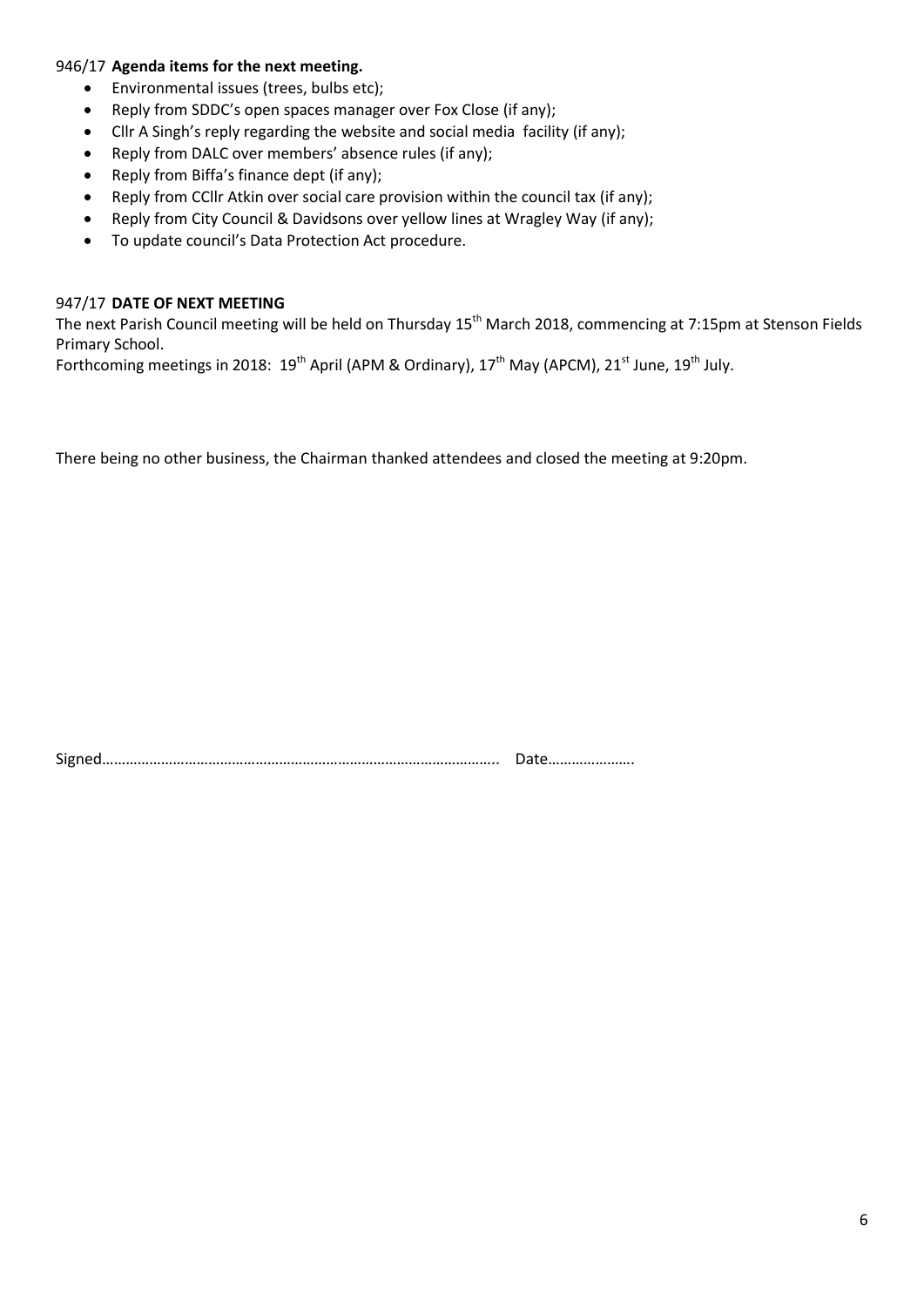946/17 **Agenda items for the next meeting.**

- Environmental issues (trees, bulbs etc);
- Reply from SDDC's open spaces manager over Fox Close (if any);
- Cllr A Singh's reply regarding the website and social media facility (if any);
- Reply from DALC over members' absence rules (if any);
- Reply from Biffa's finance dept (if any);
- Reply from CCllr Atkin over social care provision within the council tax (if any);
- Reply from City Council & Davidsons over yellow lines at Wragley Way (if any);
- To update council's Data Protection Act procedure.

947/17 **DATE OF NEXT MEETING**

The next Parish Council meeting will be held on Thursday 15th March 2018, commencing at 7:15pm at Stenson Fields Primary School.

Forthcoming meetings in 2018: 19th April (APM & Ordinary), 17th May (APCM), 21st June, 19th July.

There being no other business, the Chairman thanked attendees and closed the meeting at 9:20pm.

Signed………………………………………………………………………………….. Date………………….